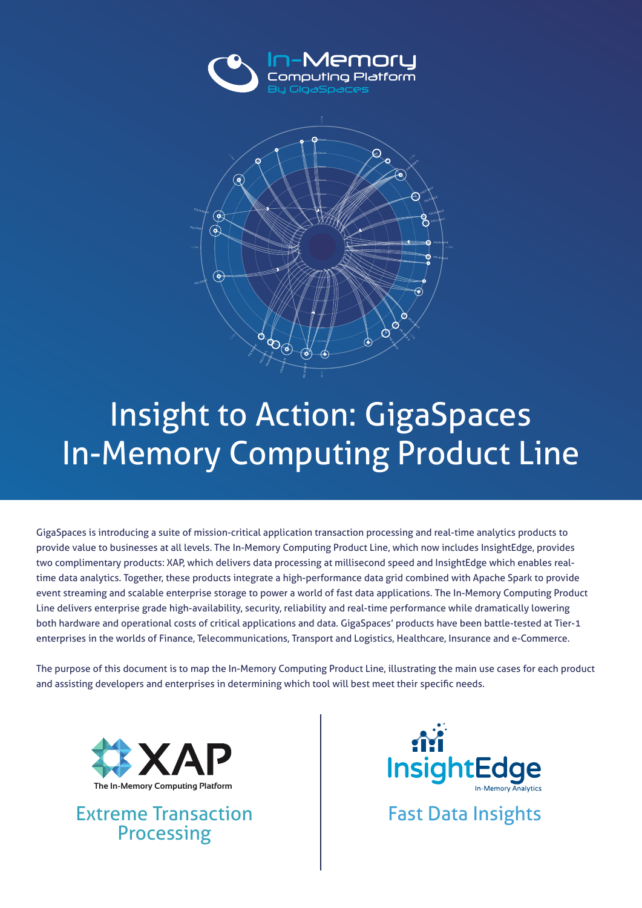In-Memory Computing Platform
By GigaSpaces

# Insight to Action: GigaSpaces In-Memory Computing Product Line

GigaSpaces is introducing a suite of mission-critical application transaction processing and real-time analytics products to provide value to businesses at all levels. The In-Memory Computing Product Line, which now includes InsightEdge, provides two complimentary products: XAP, which delivers data processing at millisecond speed and InsightEdge which enables real-time data analytics. Together, these products integrate a high-performance data grid combined with Apache Spark to provide event streaming and scalable enterprise storage to power a world of fast data applications. The In-Memory Computing Product Line delivers enterprise grade high-availability, security, reliability and real-time performance while dramatically lowering both hardware and operational costs of critical applications and data. GigaSpaces' products have been battle-tested at Tier-1 enterprises in the worlds of Finance, Telecommunications, Transport and Logistics, Healthcare, Insurance and e-Commerce.

The purpose of this document is to map the In-Memory Computing Product Line, illustrating the main use cases for each product and assisting developers and enterprises in determining which tool will best meet their specific needs.

XAP
The In-Memory Computing Platform

## Extreme Transaction Processing

InsightEdge
In-Memory Analytics

## Fast Data Insights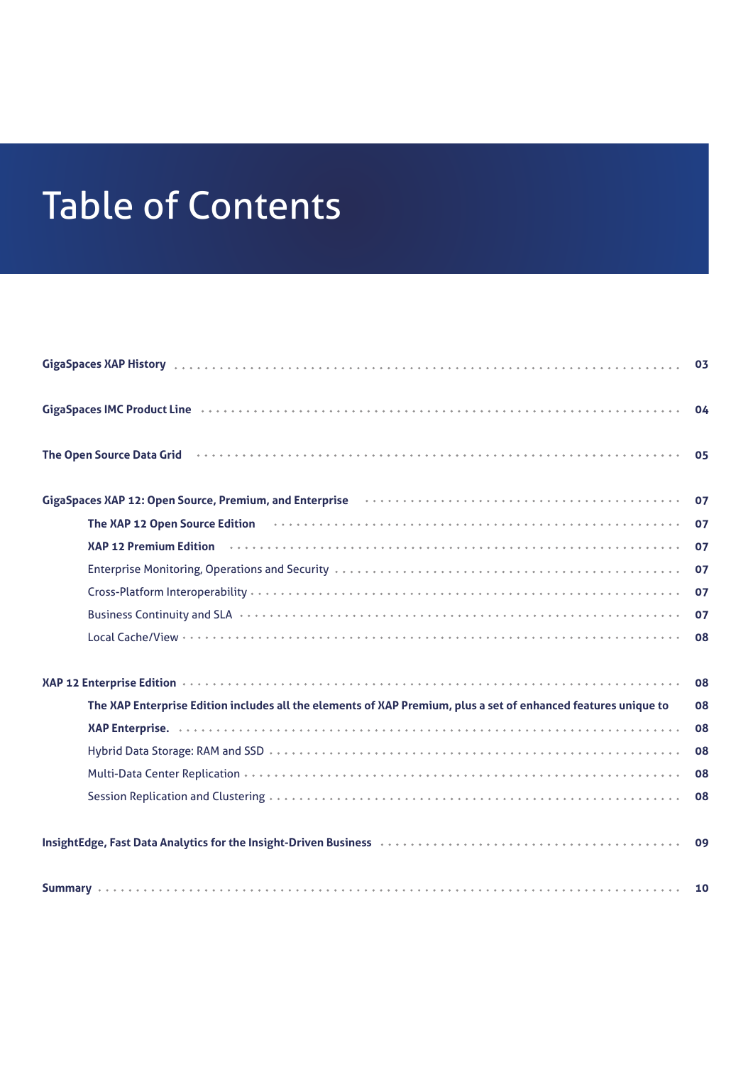# Table of Contents

- **GigaSpaces XAP History** ..... 03
- **GigaSpaces IMC Product Line** ..... 04
- **The Open Source Data Grid** ..... 05
- **GigaSpaces XAP 12: Open Source, Premium, and Enterprise** ..... 07
  - **The XAP 12 Open Source Edition** ..... 07
  - **XAP 12 Premium Edition** ..... 07
  - Enterprise Monitoring, Operations and Security ..... 07
  - Cross-Platform Interoperability ..... 07
  - Business Continuity and SLA ..... 07
  - Local Cache/View ..... 08
- **XAP 12 Enterprise Edition** ..... 08
  - **The XAP Enterprise Edition includes all the elements of XAP Premium, plus a set of enhanced features unique to** ..... 08
  - **XAP Enterprise.** ..... 08
  - Hybrid Data Storage: RAM and SSD ..... 08
  - Multi-Data Center Replication ..... 08
  - Session Replication and Clustering ..... 08
- **InsightEdge, Fast Data Analytics for the Insight-Driven Business** ..... 09
- **Summary** ..... 10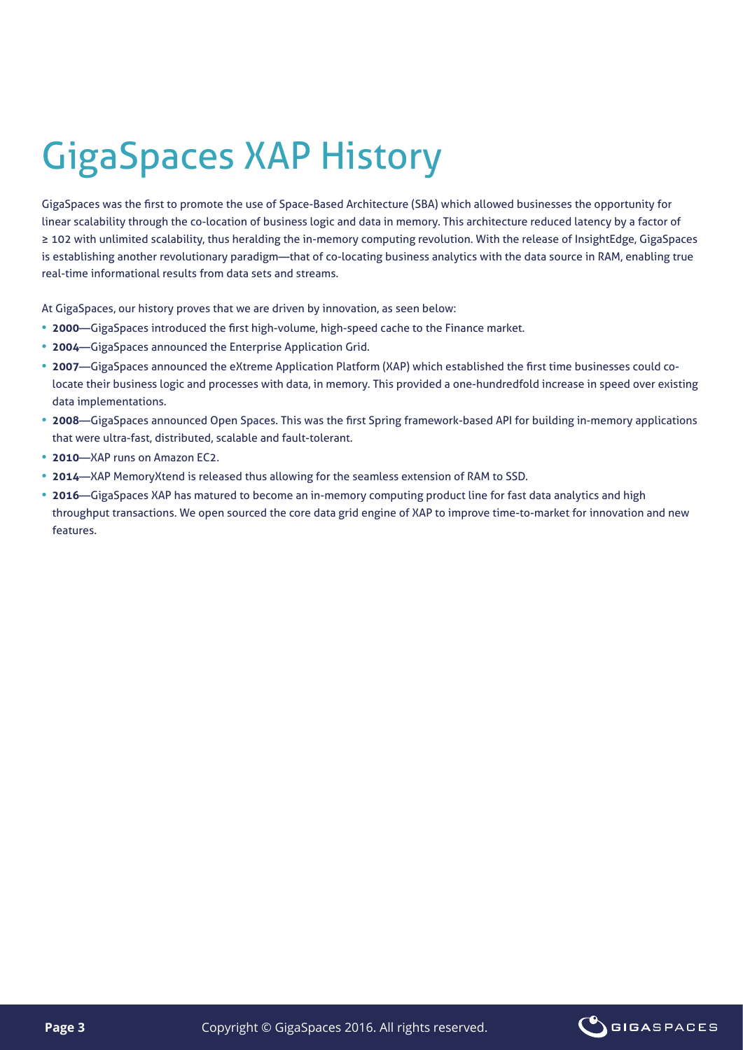# GigaSpaces XAP History

GigaSpaces was the first to promote the use of Space-Based Architecture (SBA) which allowed businesses the opportunity for linear scalability through the co-location of business logic and data in memory. This architecture reduced latency by a factor of ≥ 102 with unlimited scalability, thus heralding the in-memory computing revolution. With the release of InsightEdge, GigaSpaces is establishing another revolutionary paradigm—that of co-locating business analytics with the data source in RAM, enabling true real-time informational results from data sets and streams.

At GigaSpaces, our history proves that we are driven by innovation, as seen below:

- **2000**—GigaSpaces introduced the first high-volume, high-speed cache to the Finance market.
- **2004**—GigaSpaces announced the Enterprise Application Grid.
- **2007**—GigaSpaces announced the eXtreme Application Platform (XAP) which established the first time businesses could co-locate their business logic and processes with data, in memory. This provided a one-hundredfold increase in speed over existing data implementations.
- **2008**—GigaSpaces announced Open Spaces. This was the first Spring framework-based API for building in-memory applications that were ultra-fast, distributed, scalable and fault-tolerant.
- **2010**—XAP runs on Amazon EC2.
- **2014**—XAP MemoryXtend is released thus allowing for the seamless extension of RAM to SSD.
- **2016**—GigaSpaces XAP has matured to become an in-memory computing product line for fast data analytics and high throughput transactions. We open sourced the core data grid engine of XAP to improve time-to-market for innovation and new features.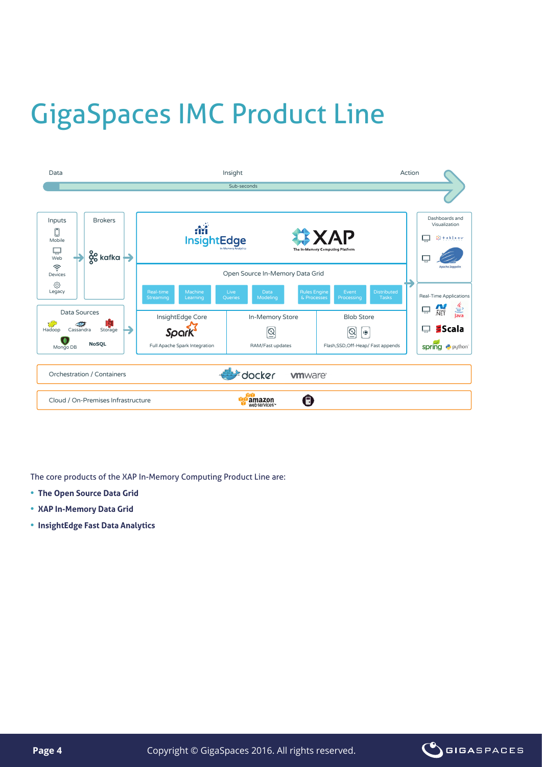# GigaSpaces IMC Product Line

Data — Insight — Action

Sub-seconds

| Inputs | Brokers |
|---|---|
| Mobile, Web, Devices, Legacy | kafka |

Data Sources: Hadoop, Cassandra, Storage, Mongo DB, NoSQL

InsightEdge In-Memory Analytics — XAP The In-Memory Computing Platform

Open Source In-Memory Data Grid

Real-time Streaming | Machine Learning | Live Queries | Data Modeling | Rules Engine & Processes | Event Processing | Distributed Tasks

| InsightEdge Core | In-Memory Store | Blob Store |
|---|---|---|
| Spark | | |
| Full Apache Spark Integration | RAM/Fast updates | Flash,SSD,Off-Heap/ Fast appends |

Dashboards and Visualization: tableau, Apache Zeppelin

Real-Time Applications: .NET, Java, Scala, spring, python

Orchestration / Containers: docker, vmware

Cloud / On-Premises Infrastructure: amazon web services

The core products of the XAP In-Memory Computing Product Line are:

- **The Open Source Data Grid**
- **XAP In-Memory Data Grid**
- **InsightEdge Fast Data Analytics**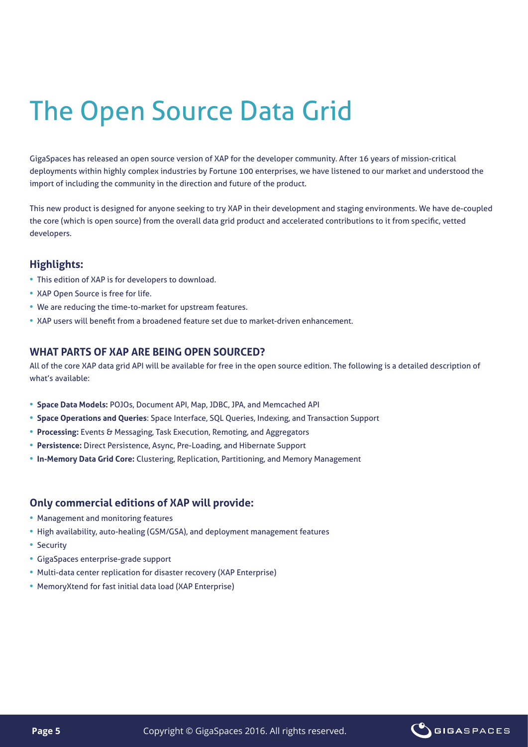# The Open Source Data Grid

GigaSpaces has released an open source version of XAP for the developer community. After 16 years of mission-critical deployments within highly complex industries by Fortune 100 enterprises, we have listened to our market and understood the import of including the community in the direction and future of the product.

This new product is designed for anyone seeking to try XAP in their development and staging environments. We have de-coupled the core (which is open source) from the overall data grid product and accelerated contributions to it from specific, vetted developers.

### Highlights:

- This edition of XAP is for developers to download.
- XAP Open Source is free for life.
- We are reducing the time-to-market for upstream features.
- XAP users will benefit from a broadened feature set due to market-driven enhancement.

### WHAT PARTS OF XAP ARE BEING OPEN SOURCED?

All of the core XAP data grid API will be available for free in the open source edition. The following is a detailed description of what's available:

- **Space Data Models:** POJOs, Document API, Map, JDBC, JPA, and Memcached API
- **Space Operations and Queries**: Space Interface, SQL Queries, Indexing, and Transaction Support
- **Processing:** Events & Messaging, Task Execution, Remoting, and Aggregators
- **Persistence:** Direct Persistence, Async, Pre-Loading, and Hibernate Support
- **In-Memory Data Grid Core:** Clustering, Replication, Partitioning, and Memory Management

### Only commercial editions of XAP will provide:

- Management and monitoring features
- High availability, auto-healing (GSM/GSA), and deployment management features
- Security
- GigaSpaces enterprise-grade support
- Multi-data center replication for disaster recovery (XAP Enterprise)
- MemoryXtend for fast initial data load (XAP Enterprise)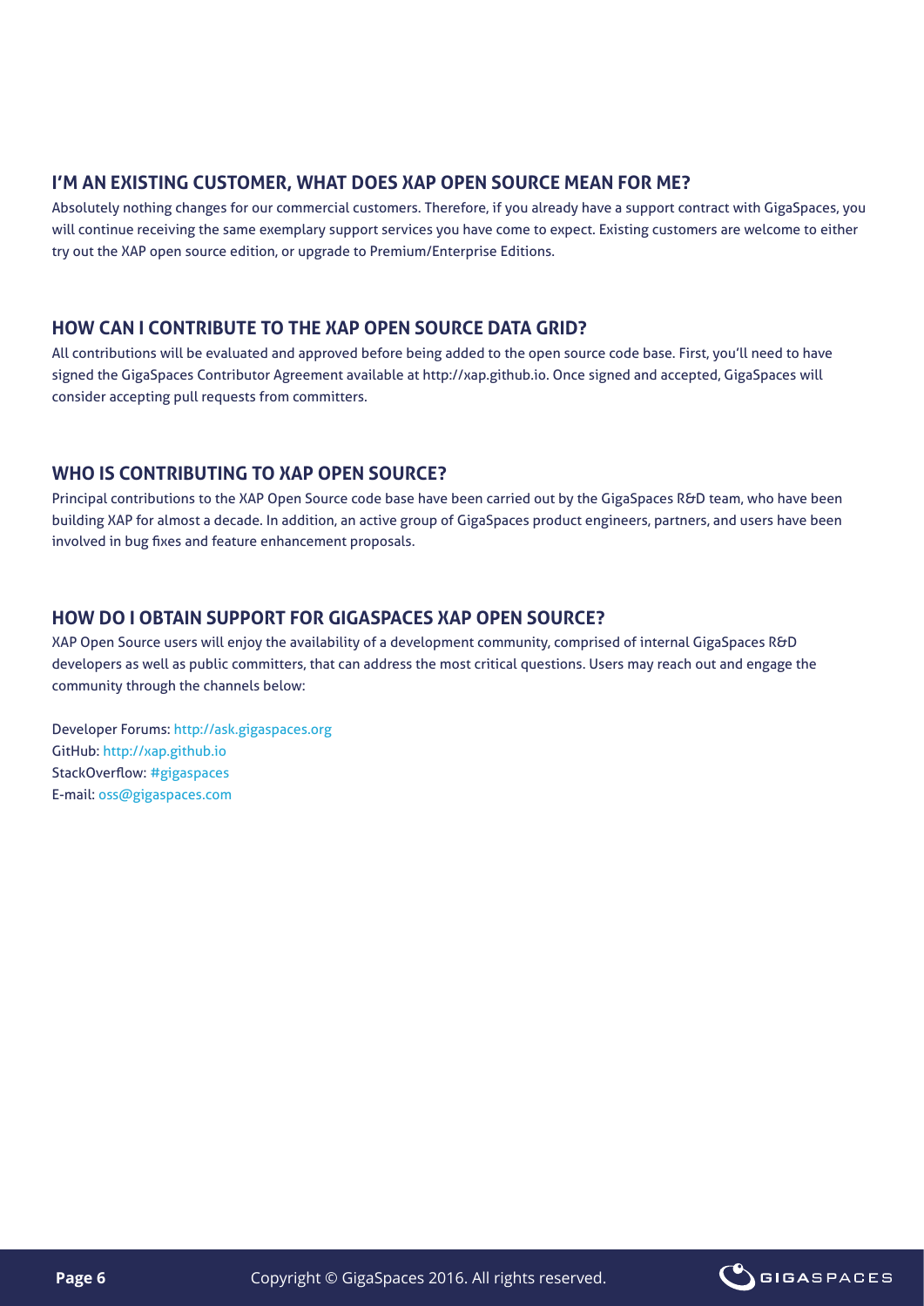## I'M AN EXISTING CUSTOMER, WHAT DOES XAP OPEN SOURCE MEAN FOR ME?

Absolutely nothing changes for our commercial customers. Therefore, if you already have a support contract with GigaSpaces, you will continue receiving the same exemplary support services you have come to expect. Existing customers are welcome to either try out the XAP open source edition, or upgrade to Premium/Enterprise Editions.

## HOW CAN I CONTRIBUTE TO THE XAP OPEN SOURCE DATA GRID?

All contributions will be evaluated and approved before being added to the open source code base. First, you'll need to have signed the GigaSpaces Contributor Agreement available at http://xap.github.io. Once signed and accepted, GigaSpaces will consider accepting pull requests from committers.

## WHO IS CONTRIBUTING TO XAP OPEN SOURCE?

Principal contributions to the XAP Open Source code base have been carried out by the GigaSpaces R&D team, who have been building XAP for almost a decade. In addition, an active group of GigaSpaces product engineers, partners, and users have been involved in bug fixes and feature enhancement proposals.

## HOW DO I OBTAIN SUPPORT FOR GIGASPACES XAP OPEN SOURCE?

XAP Open Source users will enjoy the availability of a development community, comprised of internal GigaSpaces R&D developers as well as public committers, that can address the most critical questions. Users may reach out and engage the community through the channels below:

Developer Forums: http://ask.gigaspaces.org
GitHub: http://xap.github.io
StackOverflow: #gigaspaces
E-mail: oss@gigaspaces.com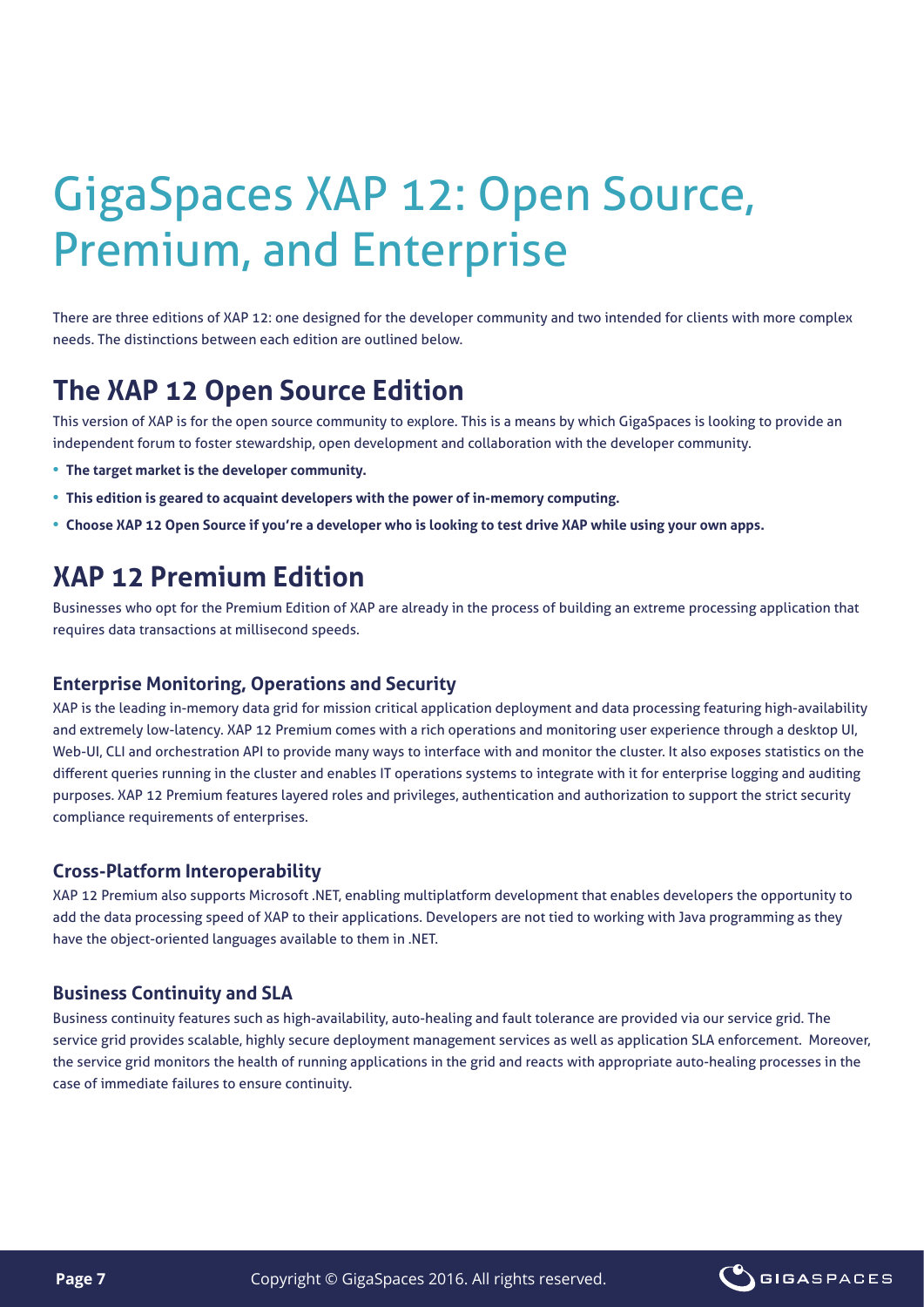# GigaSpaces XAP 12: Open Source, Premium, and Enterprise

There are three editions of XAP 12: one designed for the developer community and two intended for clients with more complex needs. The distinctions between each edition are outlined below.

## The XAP 12 Open Source Edition

This version of XAP is for the open source community to explore. This is a means by which GigaSpaces is looking to provide an independent forum to foster stewardship, open development and collaboration with the developer community.

- **The target market is the developer community.**
- **This edition is geared to acquaint developers with the power of in-memory computing.**
- **Choose XAP 12 Open Source if you're a developer who is looking to test drive XAP while using your own apps.**

## XAP 12 Premium Edition

Businesses who opt for the Premium Edition of XAP are already in the process of building an extreme processing application that requires data transactions at millisecond speeds.

### Enterprise Monitoring, Operations and Security

XAP is the leading in-memory data grid for mission critical application deployment and data processing featuring high-availability and extremely low-latency. XAP 12 Premium comes with a rich operations and monitoring user experience through a desktop UI, Web-UI, CLI and orchestration API to provide many ways to interface with and monitor the cluster. It also exposes statistics on the different queries running in the cluster and enables IT operations systems to integrate with it for enterprise logging and auditing purposes. XAP 12 Premium features layered roles and privileges, authentication and authorization to support the strict security compliance requirements of enterprises.

### Cross-Platform Interoperability

XAP 12 Premium also supports Microsoft .NET, enabling multiplatform development that enables developers the opportunity to add the data processing speed of XAP to their applications. Developers are not tied to working with Java programming as they have the object-oriented languages available to them in .NET.

### Business Continuity and SLA

Business continuity features such as high-availability, auto-healing and fault tolerance are provided via our service grid. The service grid provides scalable, highly secure deployment management services as well as application SLA enforcement. Moreover, the service grid monitors the health of running applications in the grid and reacts with appropriate auto-healing processes in the case of immediate failures to ensure continuity.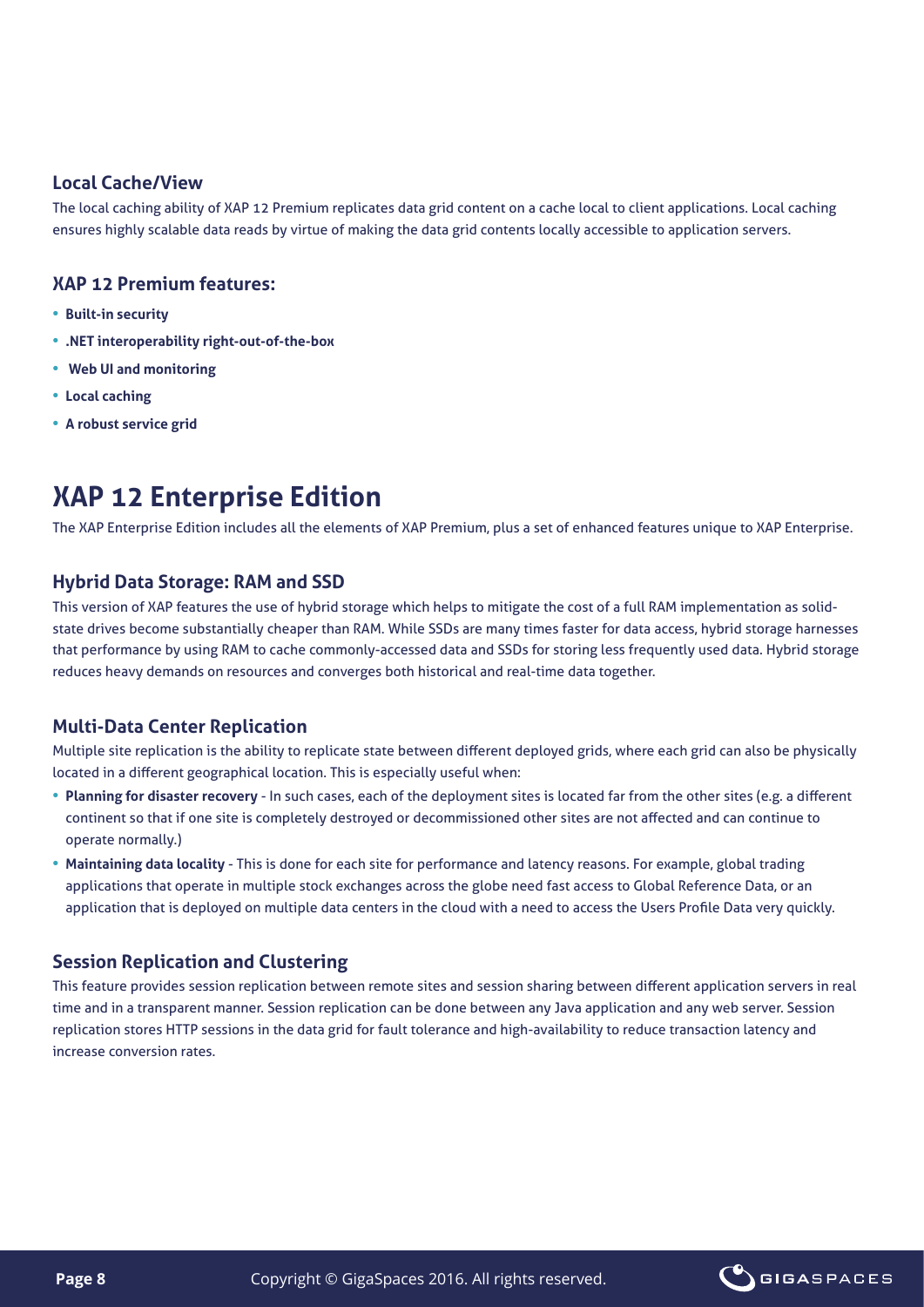### Local Cache/View

The local caching ability of XAP 12 Premium replicates data grid content on a cache local to client applications. Local caching ensures highly scalable data reads by virtue of making the data grid contents locally accessible to application servers.

### XAP 12 Premium features:

- **Built-in security**
- **.NET interoperability right-out-of-the-box**
- **Web UI and monitoring**
- **Local caching**
- **A robust service grid**

## XAP 12 Enterprise Edition

The XAP Enterprise Edition includes all the elements of XAP Premium, plus a set of enhanced features unique to XAP Enterprise.

### Hybrid Data Storage: RAM and SSD

This version of XAP features the use of hybrid storage which helps to mitigate the cost of a full RAM implementation as solid-state drives become substantially cheaper than RAM. While SSDs are many times faster for data access, hybrid storage harnesses that performance by using RAM to cache commonly-accessed data and SSDs for storing less frequently used data. Hybrid storage reduces heavy demands on resources and converges both historical and real-time data together.

### Multi-Data Center Replication

Multiple site replication is the ability to replicate state between different deployed grids, where each grid can also be physically located in a different geographical location. This is especially useful when:

- **Planning for disaster recovery** - In such cases, each of the deployment sites is located far from the other sites (e.g. a different continent so that if one site is completely destroyed or decommissioned other sites are not affected and can continue to operate normally.)
- **Maintaining data locality** - This is done for each site for performance and latency reasons. For example, global trading applications that operate in multiple stock exchanges across the globe need fast access to Global Reference Data, or an application that is deployed on multiple data centers in the cloud with a need to access the Users Profile Data very quickly.

### Session Replication and Clustering

This feature provides session replication between remote sites and session sharing between different application servers in real time and in a transparent manner. Session replication can be done between any Java application and any web server. Session replication stores HTTP sessions in the data grid for fault tolerance and high-availability to reduce transaction latency and increase conversion rates.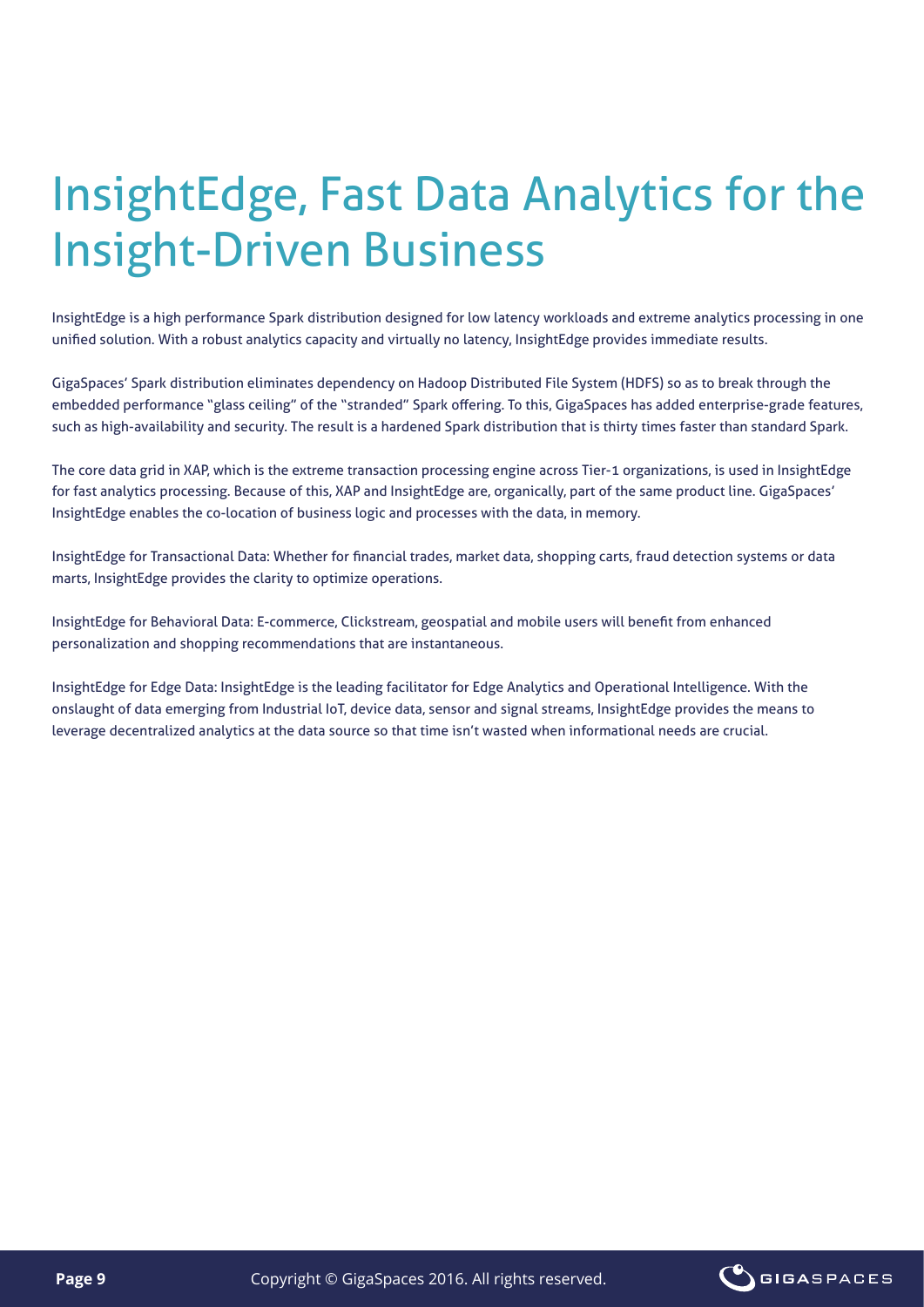# InsightEdge, Fast Data Analytics for the Insight-Driven Business

InsightEdge is a high performance Spark distribution designed for low latency workloads and extreme analytics processing in one unified solution. With a robust analytics capacity and virtually no latency, InsightEdge provides immediate results.

GigaSpaces' Spark distribution eliminates dependency on Hadoop Distributed File System (HDFS) so as to break through the embedded performance "glass ceiling" of the "stranded" Spark offering. To this, GigaSpaces has added enterprise-grade features, such as high-availability and security. The result is a hardened Spark distribution that is thirty times faster than standard Spark.

The core data grid in XAP, which is the extreme transaction processing engine across Tier-1 organizations, is used in InsightEdge for fast analytics processing. Because of this, XAP and InsightEdge are, organically, part of the same product line. GigaSpaces' InsightEdge enables the co-location of business logic and processes with the data, in memory.

InsightEdge for Transactional Data: Whether for financial trades, market data, shopping carts, fraud detection systems or data marts, InsightEdge provides the clarity to optimize operations.

InsightEdge for Behavioral Data: E-commerce, Clickstream, geospatial and mobile users will benefit from enhanced personalization and shopping recommendations that are instantaneous.

InsightEdge for Edge Data: InsightEdge is the leading facilitator for Edge Analytics and Operational Intelligence. With the onslaught of data emerging from Industrial IoT, device data, sensor and signal streams, InsightEdge provides the means to leverage decentralized analytics at the data source so that time isn't wasted when informational needs are crucial.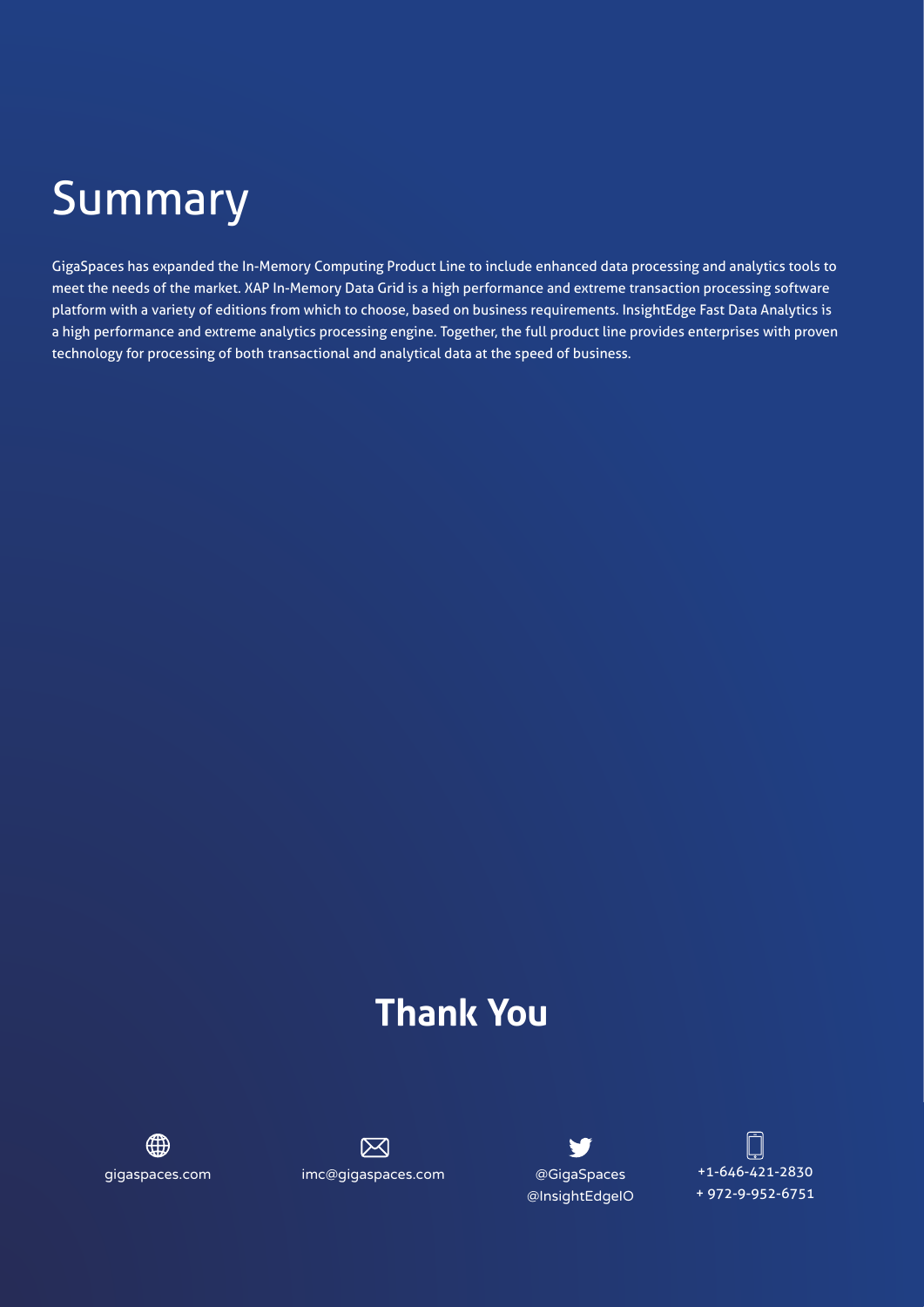# Summary

GigaSpaces has expanded the In-Memory Computing Product Line to include enhanced data processing and analytics tools to meet the needs of the market. XAP In-Memory Data Grid is a high performance and extreme transaction processing software platform with a variety of editions from which to choose, based on business requirements. InsightEdge Fast Data Analytics is a high performance and extreme analytics processing engine. Together, the full product line provides enterprises with proven technology for processing of both transactional and analytical data at the speed of business.

## Thank You

gigaspaces.com

imc@gigaspaces.com

@GigaSpaces
@InsightEdgeIO

+1-646-421-2830
+ 972-9-952-6751